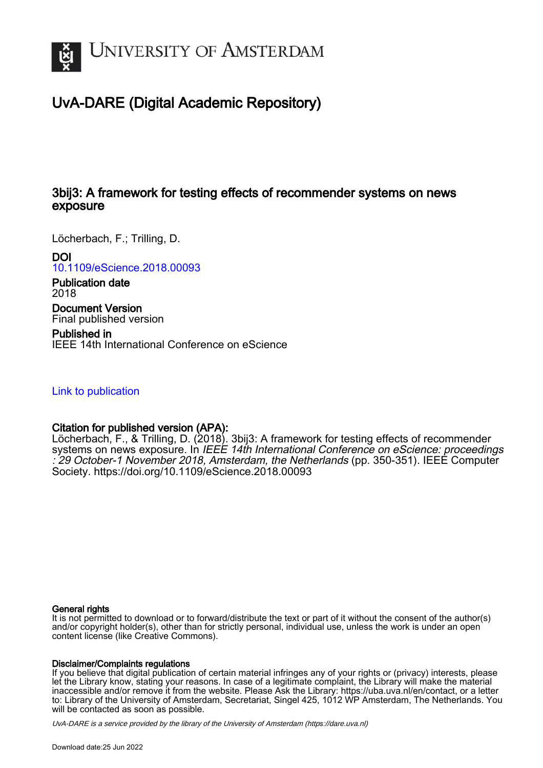# UNIVERSITY OF AMSTERDAM

## UvA-DARE (Digital Academic Repository)

### 3bij3: A framework for testing effects of recommender systems on news exposure

Löcherbach, F.; Trilling, D.

**DOI**
10.1109/eScience.2018.00093

**Publication date**
2018

**Document Version**
Final published version

**Published in**
IEEE 14th International Conference on eScience

Link to publication

**Citation for published version (APA):**
Löcherbach, F., & Trilling, D. (2018). 3bij3: A framework for testing effects of recommender systems on news exposure. In *IEEE 14th International Conference on eScience: proceedings : 29 October-1 November 2018, Amsterdam, the Netherlands* (pp. 350-351). IEEE Computer Society. https://doi.org/10.1109/eScience.2018.00093

**General rights**
It is not permitted to download or to forward/distribute the text or part of it without the consent of the author(s) and/or copyright holder(s), other than for strictly personal, individual use, unless the work is under an open content license (like Creative Commons).

**Disclaimer/Complaints regulations**
If you believe that digital publication of certain material infringes any of your rights or (privacy) interests, please let the Library know, stating your reasons. In case of a legitimate complaint, the Library will make the material inaccessible and/or remove it from the website. Please Ask the Library: https://uba.uva.nl/en/contact, or a letter to: Library of the University of Amsterdam, Secretariat, Singel 425, 1012 WP Amsterdam, The Netherlands. You will be contacted as soon as possible.

*UvA-DARE is a service provided by the library of the University of Amsterdam (https://dare.uva.nl)*

Download date:25 Jun 2022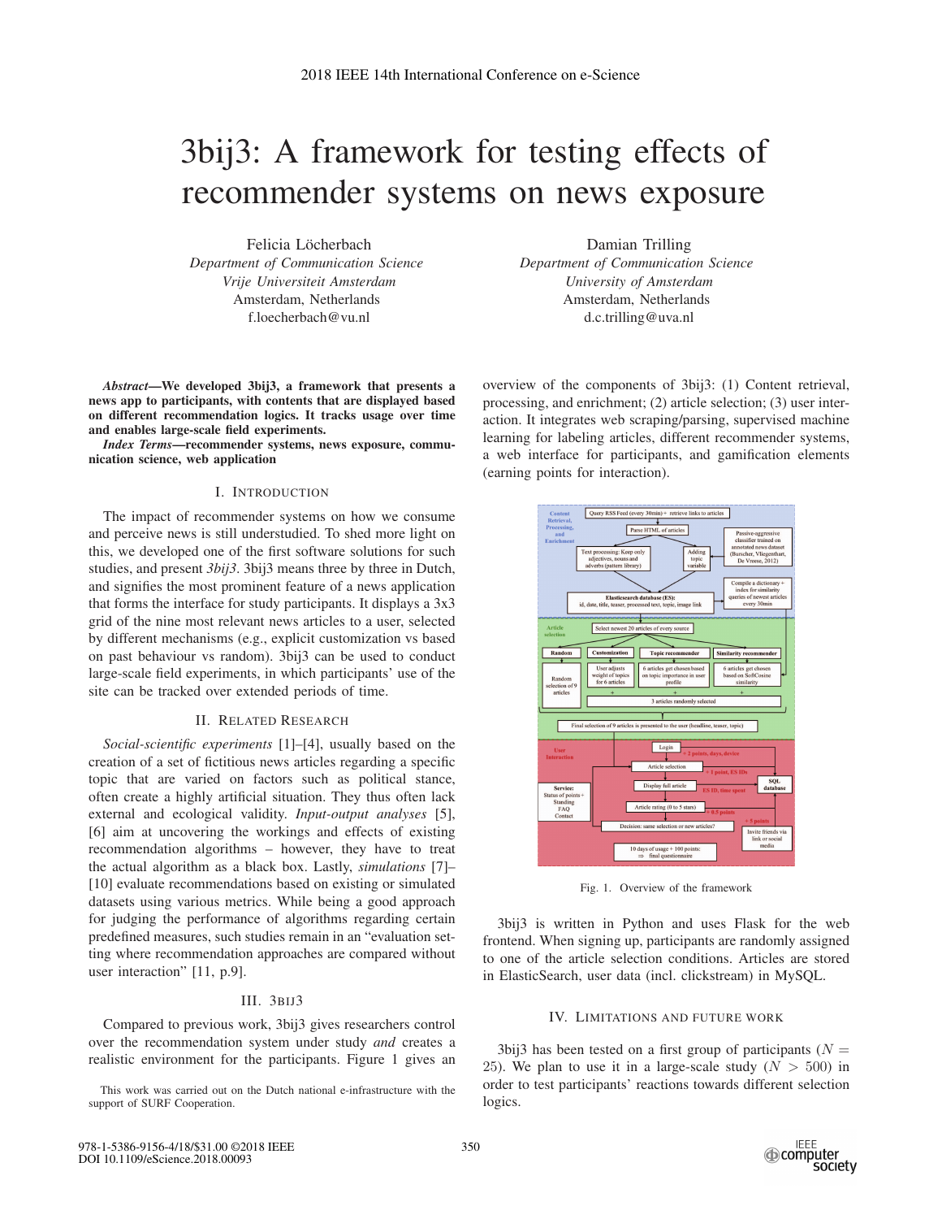# 3bij3: A framework for testing effects of recommender systems on news exposure

Felicia Löcherbach
*Department of Communication Science*
*Vrije Universiteit Amsterdam*
Amsterdam, Netherlands
f.loecherbach@vu.nl

Damian Trilling
*Department of Communication Science*
*University of Amsterdam*
Amsterdam, Netherlands
d.c.trilling@uva.nl

***Abstract*—We developed 3bij3, a framework that presents a news app to participants, with contents that are displayed based on different recommendation logics. It tracks usage over time and enables large-scale field experiments.**

***Index Terms*—recommender systems, news exposure, communication science, web application**

## I. Introduction

The impact of recommender systems on how we consume and perceive news is still understudied. To shed more light on this, we developed one of the first software solutions for such studies, and present *3bij3*. 3bij3 means three by three in Dutch, and signifies the most prominent feature of a news application that forms the interface for study participants. It displays a 3x3 grid of the nine most relevant news articles to a user, selected by different mechanisms (e.g., explicit customization vs based on past behaviour vs random). 3bij3 can be used to conduct large-scale field experiments, in which participants' use of the site can be tracked over extended periods of time.

## II. Related Research

*Social-scientific experiments* [1]–[4], usually based on the creation of a set of fictitious news articles regarding a specific topic that are varied on factors such as political stance, often create a highly artificial situation. They thus often lack external and ecological validity. *Input-output analyses* [5], [6] aim at uncovering the workings and effects of existing recommendation algorithms – however, they have to treat the actual algorithm as a black box. Lastly, *simulations* [7]–[10] evaluate recommendations based on existing or simulated datasets using various metrics. While being a good approach for judging the performance of algorithms regarding certain predefined measures, such studies remain in an "evaluation setting where recommendation approaches are compared without user interaction" [11, p.9].

## III. 3bij3

Compared to previous work, 3bij3 gives researchers control over the recommendation system under study *and* creates a realistic environment for the participants. Figure 1 gives an overview of the components of 3bij3: (1) Content retrieval, processing, and enrichment; (2) article selection; (3) user interaction. It integrates web scraping/parsing, supervised machine learning for labeling articles, different recommender systems, a web interface for participants, and gamification elements (earning points for interaction).

Fig. 1. Overview of the framework

3bij3 is written in Python and uses Flask for the web frontend. When signing up, participants are randomly assigned to one of the article selection conditions. Articles are stored in ElasticSearch, user data (incl. clickstream) in MySQL.

## IV. Limitations and Future Work

3bij3 has been tested on a first group of participants ($N = 25$). We plan to use it in a large-scale study ($N > 500$) in order to test participants' reactions towards different selection logics.

This work was carried out on the Dutch national e-infrastructure with the support of SURF Cooperation.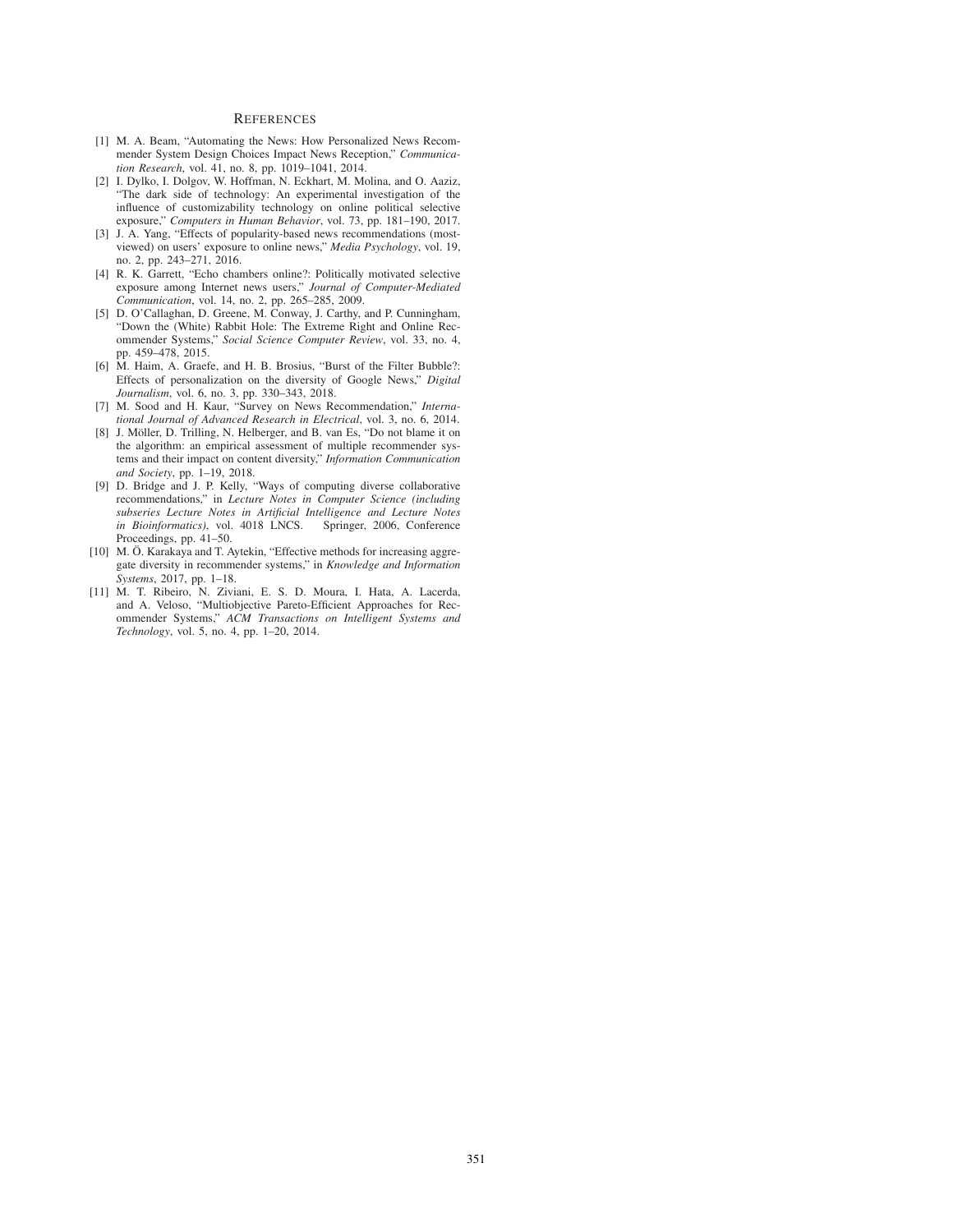## References

[1] M. A. Beam, "Automating the News: How Personalized News Recommender System Design Choices Impact News Reception," *Communication Research*, vol. 41, no. 8, pp. 1019–1041, 2014.

[2] I. Dylko, I. Dolgov, W. Hoffman, N. Eckhart, M. Molina, and O. Aaziz, "The dark side of technology: An experimental investigation of the influence of customizability technology on online political selective exposure," *Computers in Human Behavior*, vol. 73, pp. 181–190, 2017.

[3] J. A. Yang, "Effects of popularity-based news recommendations (most-viewed) on users' exposure to online news," *Media Psychology*, vol. 19, no. 2, pp. 243–271, 2016.

[4] R. K. Garrett, "Echo chambers online?: Politically motivated selective exposure among Internet news users," *Journal of Computer-Mediated Communication*, vol. 14, no. 2, pp. 265–285, 2009.

[5] D. O'Callaghan, D. Greene, M. Conway, J. Carthy, and P. Cunningham, "Down the (White) Rabbit Hole: The Extreme Right and Online Recommender Systems," *Social Science Computer Review*, vol. 33, no. 4, pp. 459–478, 2015.

[6] M. Haim, A. Graefe, and H. B. Brosius, "Burst of the Filter Bubble?: Effects of personalization on the diversity of Google News," *Digital Journalism*, vol. 6, no. 3, pp. 330–343, 2018.

[7] M. Sood and H. Kaur, "Survey on News Recommendation," *International Journal of Advanced Research in Electrical*, vol. 3, no. 6, 2014.

[8] J. Möller, D. Trilling, N. Helberger, and B. van Es, "Do not blame it on the algorithm: an empirical assessment of multiple recommender systems and their impact on content diversity," *Information Communication and Society*, pp. 1–19, 2018.

[9] D. Bridge and J. P. Kelly, "Ways of computing diverse collaborative recommendations," in *Lecture Notes in Computer Science (including subseries Lecture Notes in Artificial Intelligence and Lecture Notes in Bioinformatics)*, vol. 4018 LNCS. Springer, 2006, Conference Proceedings, pp. 41–50.

[10] M. Ö. Karakaya and T. Aytekin, "Effective methods for increasing aggregate diversity in recommender systems," in *Knowledge and Information Systems*, 2017, pp. 1–18.

[11] M. T. Ribeiro, N. Ziviani, E. S. D. Moura, I. Hata, A. Lacerda, and A. Veloso, "Multiobjective Pareto-Efficient Approaches for Recommender Systems," *ACM Transactions on Intelligent Systems and Technology*, vol. 5, no. 4, pp. 1–20, 2014.